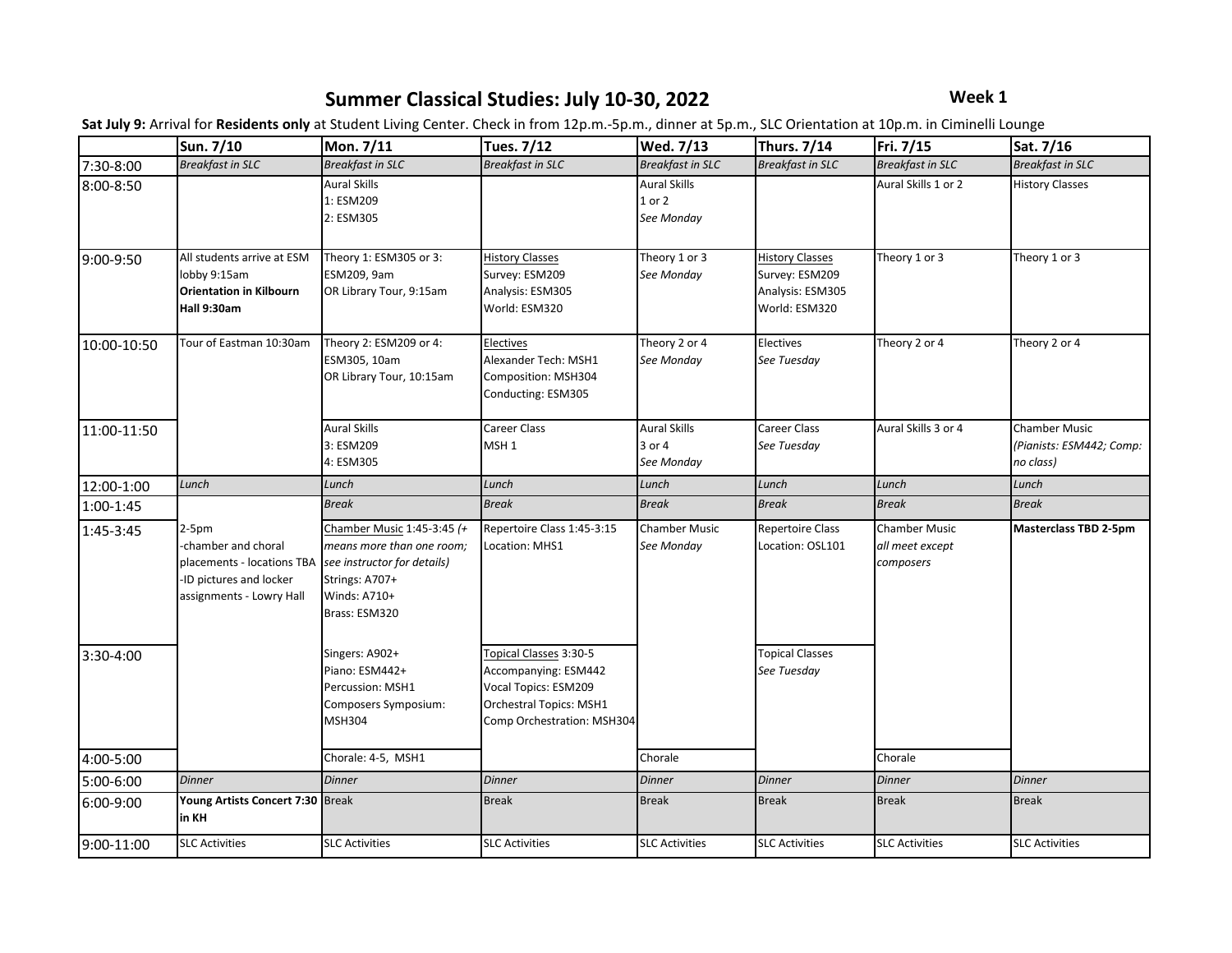# Summary Classical Studies: July 10-30, 2022

**Week 1**

**Sat July 9:** Arrival for **Residents only** at Student Living Center. Check in from 12p.m.-5p.m., dinner at 5p.m., SLC Orientation at 10p.m. in Ciminelli Lounge

| | Sun. 7/10 | Mon. 7/11 | Tues. 7/12 | Wed. 7/13 | Thurs. 7/14 | Fri. 7/15 | Sat. 7/16 |
|---|---|---|---|---|---|---|---|
| 7:30-8:00 | *Breakfast in SLC* | *Breakfast in SLC* | *Breakfast in SLC* | *Breakfast in SLC* | *Breakfast in SLC* | *Breakfast in SLC* | *Breakfast in SLC* |
| 8:00-8:50 | | Aural Skills<br>1: ESM209<br>2: ESM305 | | Aural Skills<br>1 or 2<br>*See Monday* | | Aural Skills 1 or 2 | History Classes |
| 9:00-9:50 | All students arrive at ESM lobby 9:15am<br>**Orientation in Kilbourn Hall 9:30am** | Theory 1: ESM305 or 3: ESM209, 9am<br>OR Library Tour, 9:15am | History Classes<br>Survey: ESM209<br>Analysis: ESM305<br>World: ESM320 | Theory 1 or 3<br>*See Monday* | History Classes<br>Survey: ESM209<br>Analysis: ESM305<br>World: ESM320 | Theory 1 or 3 | Theory 1 or 3 |
| 10:00-10:50 | Tour of Eastman 10:30am | Theory 2: ESM209 or 4: ESM305, 10am<br>OR Library Tour, 10:15am | Electives<br>Alexander Tech: MSH1<br>Composition: MSH304<br>Conducting: ESM305 | Theory 2 or 4<br>*See Monday* | Electives<br>*See Tuesday* | Theory 2 or 4 | Theory 2 or 4 |
| 11:00-11:50 | | Aural Skills<br>3: ESM209<br>4: ESM305 | Career Class<br>MSH 1 | Aural Skills<br>3 or 4<br>*See Monday* | Career Class<br>*See Tuesday* | Aural Skills 3 or 4 | Chamber Music<br>*(Pianists: ESM442; Comp: no class)* |
| 12:00-1:00 | *Lunch* | *Lunch* | *Lunch* | *Lunch* | *Lunch* | *Lunch* | *Lunch* |
| 1:00-1:45 | | *Break* | *Break* | *Break* | *Break* | *Break* | *Break* |
| 1:45-3:45 | 2-5pm<br>-chamber and choral placements - locations TBA<br>-ID pictures and locker assignments - Lowry Hall | Chamber Music 1:45-3:45 *(+ means more than one room; see instructor for details)*<br>Strings: A707+<br>Winds: A710+<br>Brass: ESM320 | Repertoire Class 1:45-3:15<br>Location: MHS1 | Chamber Music<br>*See Monday* | Repertoire Class<br>Location: OSL101 | Chamber Music<br>*all meet except composers* | **Masterclass TBD 2-5pm** |
| 3:30-4:00 | | Singers: A902+<br>Piano: ESM442+<br>Percussion: MSH1<br>Composers Symposium: MSH304 | Topical Classes 3:30-5<br>Accompanying: ESM442<br>Vocal Topics: ESM209<br>Orchestral Topics: MSH1<br>Comp Orchestration: MSH304 | | Topical Classes<br>*See Tuesday* | | |
| 4:00-5:00 | | Chorale: 4-5, MSH1 | | Chorale | | Chorale | |
| 5:00-6:00 | *Dinner* | *Dinner* | *Dinner* | *Dinner* | *Dinner* | *Dinner* | *Dinner* |
| 6:00-9:00 | **Young Artists Concert 7:30 in KH** | Break | Break | Break | Break | Break | Break |
| 9:00-11:00 | SLC Activities | SLC Activities | SLC Activities | SLC Activities | SLC Activities | SLC Activities | SLC Activities |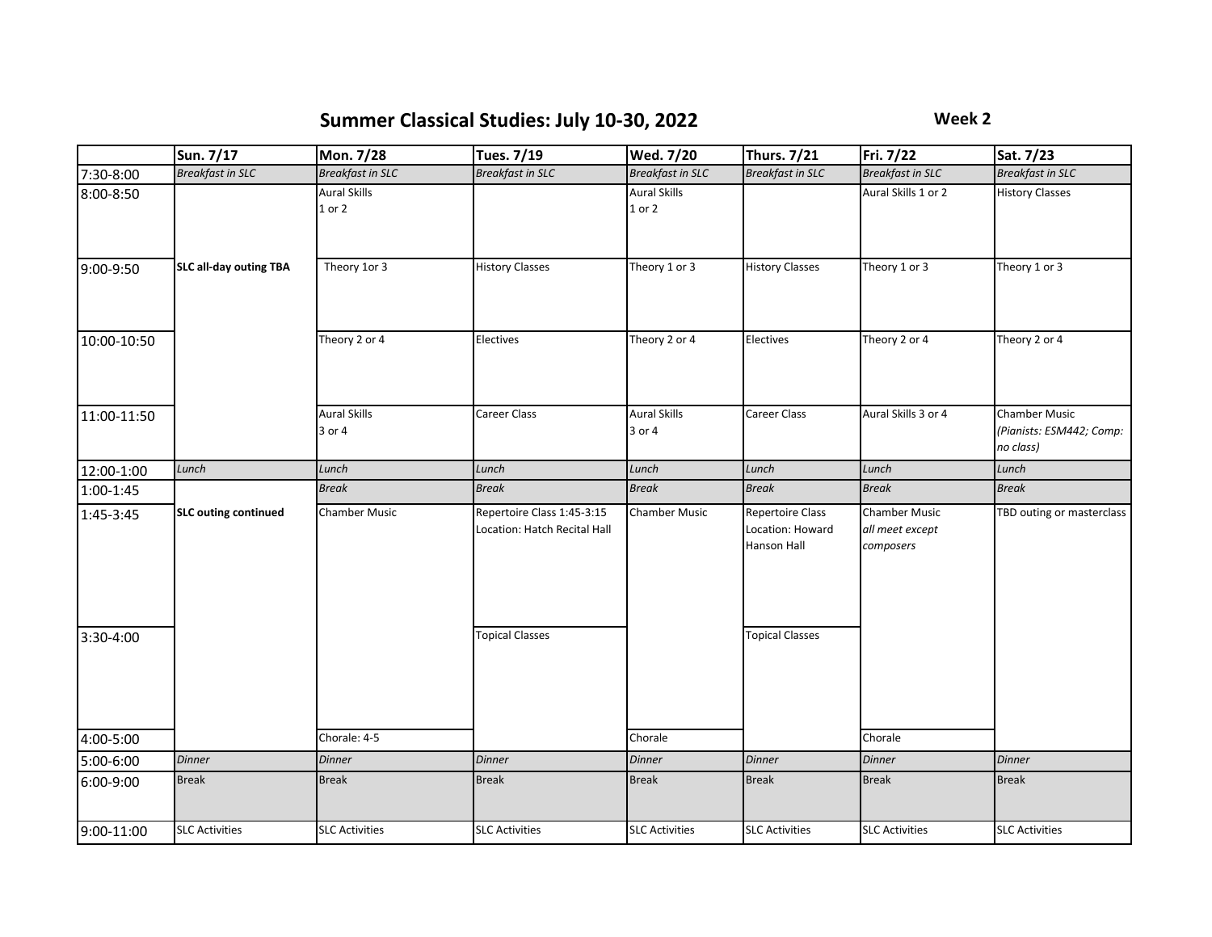# Summary Classical Studies: July 10-30, 2022

**Week 2**

| | Sun. 7/17 | Mon. 7/28 | Tues. 7/19 | Wed. 7/20 | Thurs. 7/21 | Fri. 7/22 | Sat. 7/23 |
|---|---|---|---|---|---|---|---|
| 7:30-8:00 | *Breakfast in SLC* | *Breakfast in SLC* | *Breakfast in SLC* | *Breakfast in SLC* | *Breakfast in SLC* | *Breakfast in SLC* | *Breakfast in SLC* |
| 8:00-8:50 | | Aural Skills 1 or 2 | | Aural Skills 1 or 2 | | Aural Skills 1 or 2 | History Classes |
| 9:00-9:50 | **SLC all-day outing TBA** | Theory 1or 3 | History Classes | Theory 1 or 3 | History Classes | Theory 1 or 3 | Theory 1 or 3 |
| 10:00-10:50 | | Theory 2 or 4 | Electives | Theory 2 or 4 | Electives | Theory 2 or 4 | Theory 2 or 4 |
| 11:00-11:50 | | Aural Skills 3 or 4 | Career Class | Aural Skills 3 or 4 | Career Class | Aural Skills 3 or 4 | Chamber Music *(Pianists: ESM442; Comp: no class)* |
| 12:00-1:00 | *Lunch* | *Lunch* | *Lunch* | *Lunch* | *Lunch* | *Lunch* | *Lunch* |
| 1:00-1:45 | | *Break* | *Break* | *Break* | *Break* | *Break* | *Break* |
| 1:45-3:45 | **SLC outing continued** | Chamber Music | Repertoire Class 1:45-3:15 Location: Hatch Recital Hall | Chamber Music | Repertoire Class Location: Howard Hanson Hall | Chamber Music *all meet except composers* | TBD outing or masterclass |
| 3:30-4:00 | | | Topical Classes | | Topical Classes | | |
| 4:00-5:00 | | Chorale: 4-5 | | Chorale | | Chorale | |
| 5:00-6:00 | *Dinner* | *Dinner* | *Dinner* | *Dinner* | *Dinner* | *Dinner* | *Dinner* |
| 6:00-9:00 | Break | Break | Break | Break | Break | Break | Break |
| 9:00-11:00 | SLC Activities | SLC Activities | SLC Activities | SLC Activities | SLC Activities | SLC Activities | SLC Activities |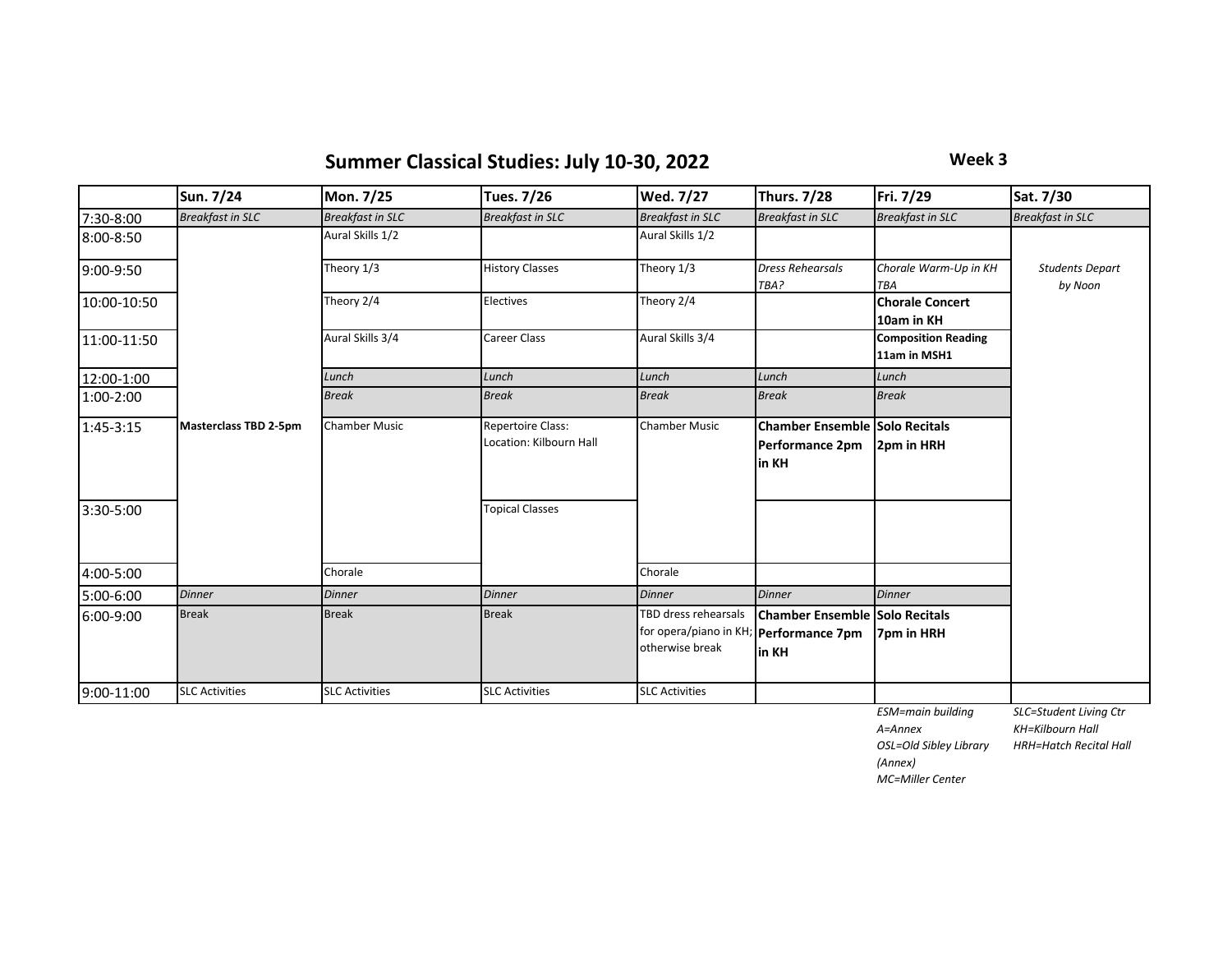## Summer Classical Studies: July 10-30, 2022

**Week 3**

| | Sun. 7/24 | Mon. 7/25 | Tues. 7/26 | Wed. 7/27 | Thurs. 7/28 | Fri. 7/29 | Sat. 7/30 |
|---|---|---|---|---|---|---|---|
| 7:30-8:00 | *Breakfast in SLC* | *Breakfast in SLC* | *Breakfast in SLC* | *Breakfast in SLC* | *Breakfast in SLC* | *Breakfast in SLC* | *Breakfast in SLC* |
| 8:00-8:50 | | Aural Skills 1/2 | | Aural Skills 1/2 | | | |
| 9:00-9:50 | | Theory 1/3 | History Classes | Theory 1/3 | *Dress Rehearsals TBA?* | *Chorale Warm-Up in KH TBA* | *Students Depart by Noon* |
| 10:00-10:50 | | Theory 2/4 | Electives | Theory 2/4 | | **Chorale Concert 10am in KH** | |
| 11:00-11:50 | | Aural Skills 3/4 | Career Class | Aural Skills 3/4 | | **Composition Reading 11am in MSH1** | |
| 12:00-1:00 | | *Lunch* | *Lunch* | *Lunch* | *Lunch* | *Lunch* | |
| 1:00-2:00 | | *Break* | *Break* | *Break* | *Break* | *Break* | |
| 1:45-3:15 | **Masterclass TBD 2-5pm** | Chamber Music | Repertoire Class: Location: Kilbourn Hall | Chamber Music | **Chamber Ensemble Performance 2pm in KH** | **Solo Recitals 2pm in HRH** | |
| 3:30-5:00 | | | Topical Classes | | | | |
| 4:00-5:00 | | Chorale | | Chorale | | | |
| 5:00-6:00 | *Dinner* | *Dinner* | *Dinner* | *Dinner* | *Dinner* | *Dinner* | |
| 6:00-9:00 | Break | Break | Break | TBD dress rehearsals for opera/piano in KH; otherwise break | **Chamber Ensemble Performance 7pm in KH** | **Solo Recitals 7pm in HRH** | |
| 9:00-11:00 | SLC Activities | SLC Activities | SLC Activities | SLC Activities | | | |

*ESM=main building*
*A=Annex*
*OSL=Old Sibley Library (Annex)*
*MC=Miller Center*

*SLC=Student Living Ctr*
*KH=Kilbourn Hall*
*HRH=Hatch Recital Hall*